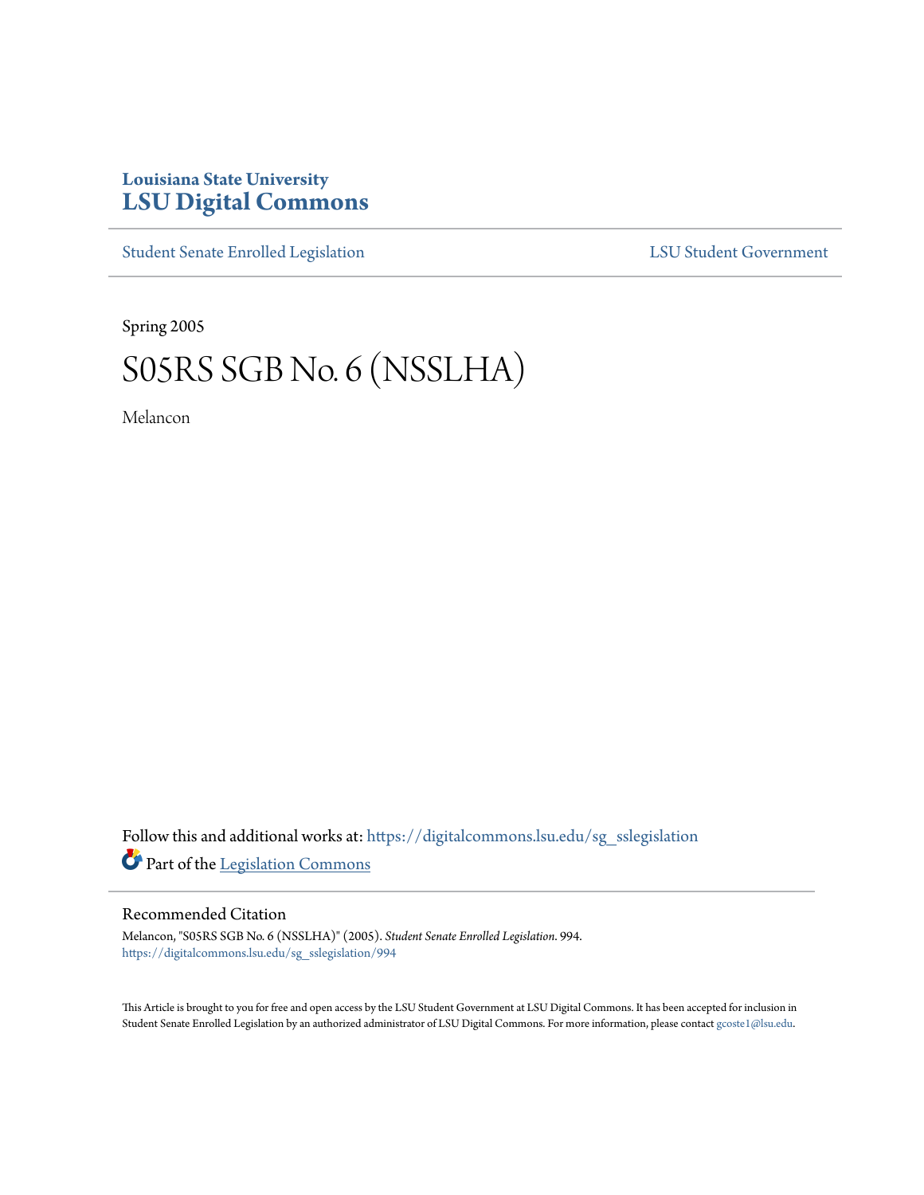Louisiana State University
# LSU Digital Commons

Student Senate Enrolled Legislation | LSU Student Government

Spring 2005

# S05RS SGB No. 6 (NSSLHA)

Melancon

Follow this and additional works at: https://digitalcommons.lsu.edu/sg_sslegislation

Part of the Legislation Commons

## Recommended Citation

Melancon, "S05RS SGB No. 6 (NSSLHA)" (2005). *Student Senate Enrolled Legislation*. 994.
https://digitalcommons.lsu.edu/sg_sslegislation/994

This Article is brought to you for free and open access by the LSU Student Government at LSU Digital Commons. It has been accepted for inclusion in Student Senate Enrolled Legislation by an authorized administrator of LSU Digital Commons. For more information, please contact gcoste1@lsu.edu.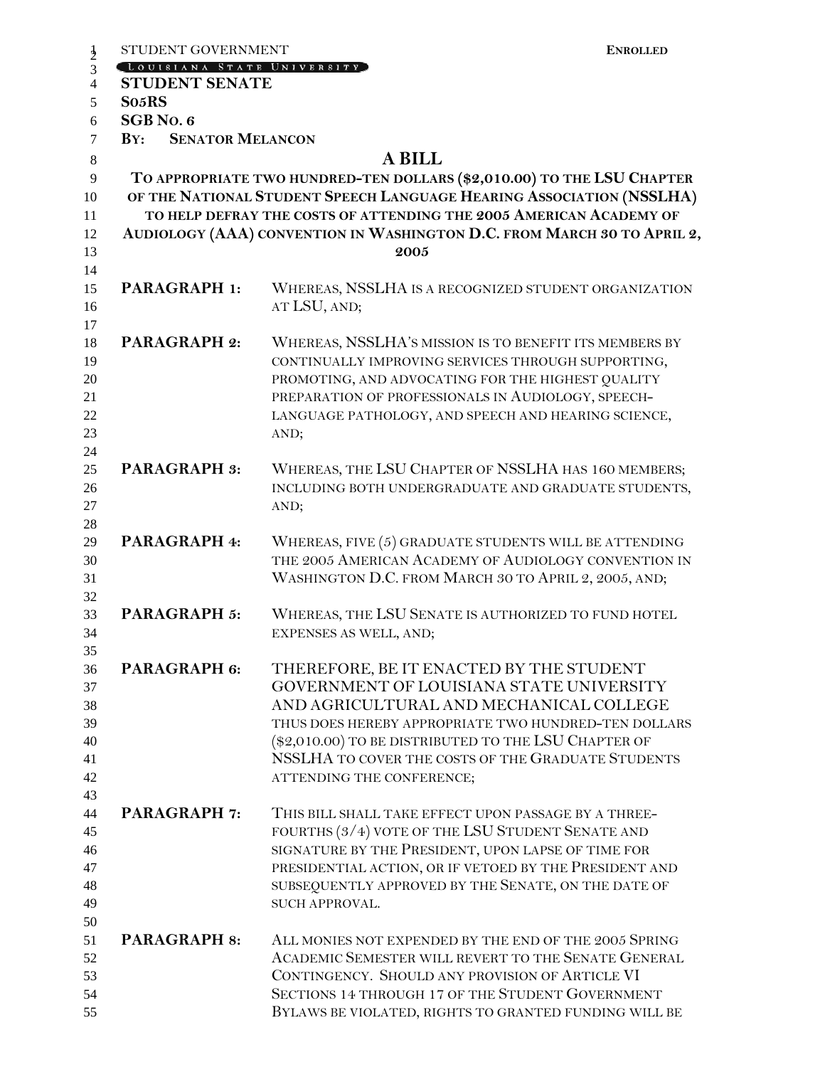STUDENT GOVERNMENT **ENROLLED**

LOUISIANA STATE UNIVERSITY

**STUDENT SENATE**

**S05RS**

**SGB NO. 6**

**BY: SENATOR MELANCON**

# A BILL

**TO APPROPRIATE TWO HUNDRED-TEN DOLLARS ($2,010.00) TO THE LSU CHAPTER OF THE NATIONAL STUDENT SPEECH LANGUAGE HEARING ASSOCIATION (NSSLHA) TO HELP DEFRAY THE COSTS OF ATTENDING THE 2005 AMERICAN ACADEMY OF AUDIOLOGY (AAA) CONVENTION IN WASHINGTON D.C. FROM MARCH 30 TO APRIL 2, 2005**

**PARAGRAPH 1:** WHEREAS, NSSLHA IS A RECOGNIZED STUDENT ORGANIZATION AT LSU, AND;

**PARAGRAPH 2:** WHEREAS, NSSLHA'S MISSION IS TO BENEFIT ITS MEMBERS BY CONTINUALLY IMPROVING SERVICES THROUGH SUPPORTING, PROMOTING, AND ADVOCATING FOR THE HIGHEST QUALITY PREPARATION OF PROFESSIONALS IN AUDIOLOGY, SPEECH-LANGUAGE PATHOLOGY, AND SPEECH AND HEARING SCIENCE, AND;

**PARAGRAPH 3:** WHEREAS, THE LSU CHAPTER OF NSSLHA HAS 160 MEMBERS; INCLUDING BOTH UNDERGRADUATE AND GRADUATE STUDENTS, AND;

**PARAGRAPH 4:** WHEREAS, FIVE (5) GRADUATE STUDENTS WILL BE ATTENDING THE 2005 AMERICAN ACADEMY OF AUDIOLOGY CONVENTION IN WASHINGTON D.C. FROM MARCH 30 TO APRIL 2, 2005, AND;

**PARAGRAPH 5:** WHEREAS, THE LSU SENATE IS AUTHORIZED TO FUND HOTEL EXPENSES AS WELL, AND;

**PARAGRAPH 6:** THEREFORE, BE IT ENACTED BY THE STUDENT GOVERNMENT OF LOUISIANA STATE UNIVERSITY AND AGRICULTURAL AND MECHANICAL COLLEGE THUS DOES HEREBY APPROPRIATE TWO HUNDRED-TEN DOLLARS ($2,010.00) TO BE DISTRIBUTED TO THE LSU CHAPTER OF NSSLHA TO COVER THE COSTS OF THE GRADUATE STUDENTS ATTENDING THE CONFERENCE;

**PARAGRAPH 7:** THIS BILL SHALL TAKE EFFECT UPON PASSAGE BY A THREE-FOURTHS (3/4) VOTE OF THE LSU STUDENT SENATE AND SIGNATURE BY THE PRESIDENT, UPON LAPSE OF TIME FOR PRESIDENTIAL ACTION, OR IF VETOED BY THE PRESIDENT AND SUBSEQUENTLY APPROVED BY THE SENATE, ON THE DATE OF SUCH APPROVAL.

**PARAGRAPH 8:** ALL MONIES NOT EXPENDED BY THE END OF THE 2005 SPRING ACADEMIC SEMESTER WILL REVERT TO THE SENATE GENERAL CONTINGENCY. SHOULD ANY PROVISION OF ARTICLE VI SECTIONS 14 THROUGH 17 OF THE STUDENT GOVERNMENT BYLAWS BE VIOLATED, RIGHTS TO GRANTED FUNDING WILL BE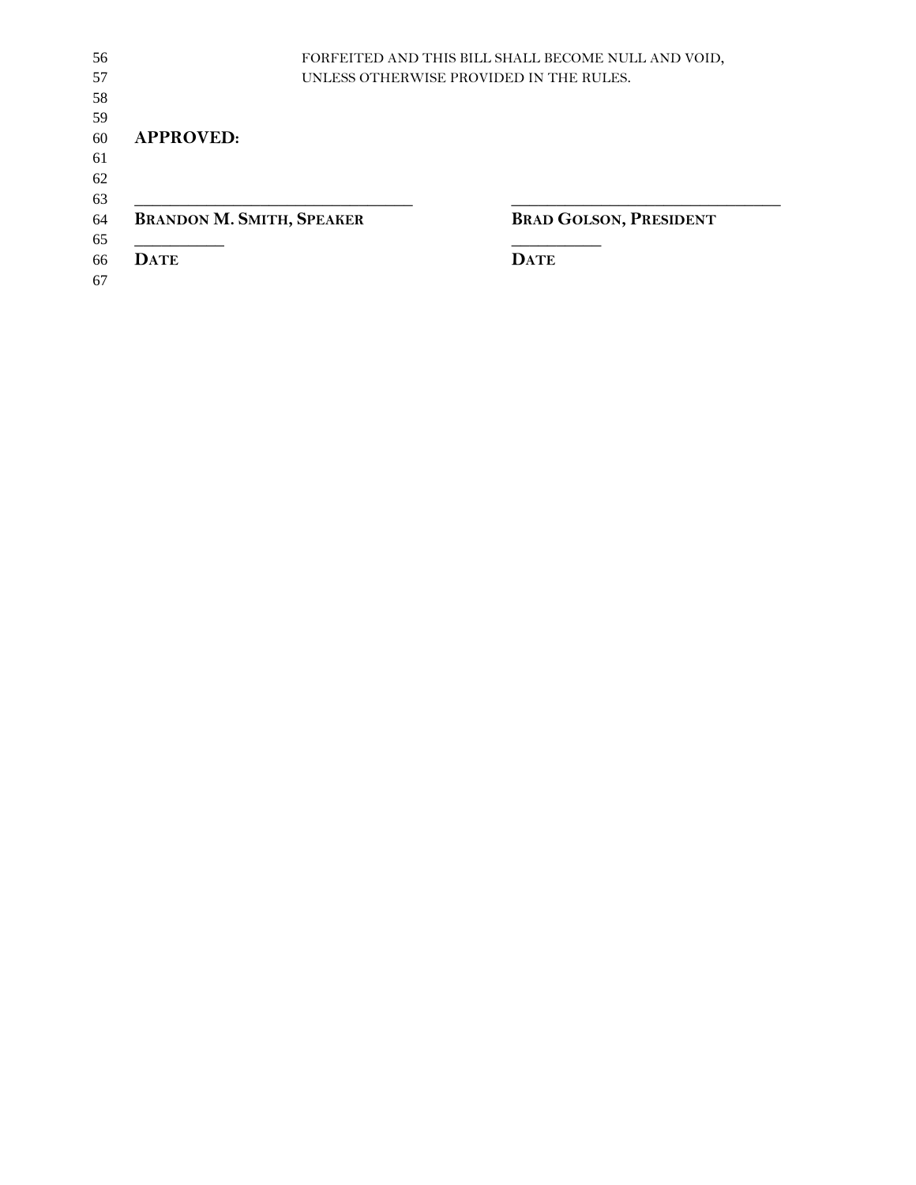FORFEITED AND THIS BILL SHALL BECOME NULL AND VOID, UNLESS OTHERWISE PROVIDED IN THE RULES.

**APPROVED:**

| | |
|---|---|
| ______________________________ | ______________________________ |
| **BRANDON M. SMITH, SPEAKER** | **BRAD GOLSON, PRESIDENT** |
| __________ | __________ |
| **DATE** | **DATE** |